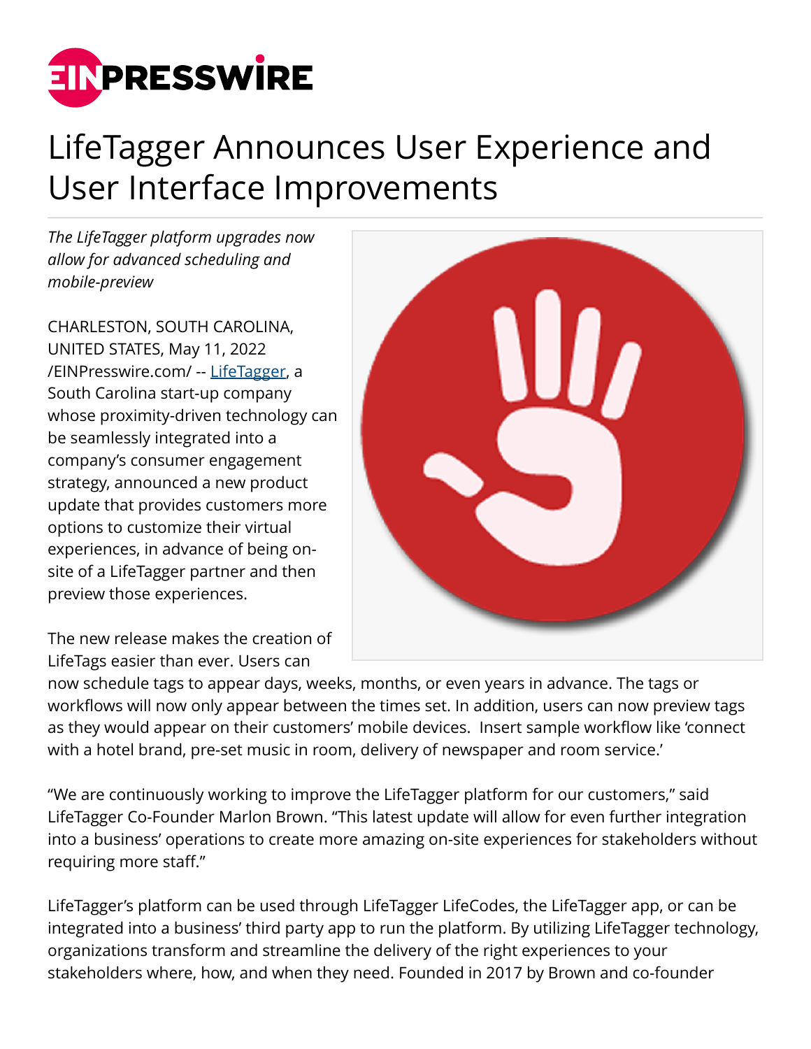# LifeTagger Announces User Experience and User Interface Improvements

*The LifeTagger platform upgrades now allow for advanced scheduling and mobile-preview*

CHARLESTON, SOUTH CAROLINA, UNITED STATES, May 11, 2022 /EINPresswire.com/ -- LifeTagger, a South Carolina start-up company whose proximity-driven technology can be seamlessly integrated into a company's consumer engagement strategy, announced a new product update that provides customers more options to customize their virtual experiences, in advance of being on-site of a LifeTagger partner and then preview those experiences.

The new release makes the creation of LifeTags easier than ever. Users can now schedule tags to appear days, weeks, months, or even years in advance. The tags or workflows will now only appear between the times set. In addition, users can now preview tags as they would appear on their customers' mobile devices. Insert sample workflow like 'connect with a hotel brand, pre-set music in room, delivery of newspaper and room service.'

"We are continuously working to improve the LifeTagger platform for our customers," said LifeTagger Co-Founder Marlon Brown. "This latest update will allow for even further integration into a business' operations to create more amazing on-site experiences for stakeholders without requiring more staff."

LifeTagger's platform can be used through LifeTagger LifeCodes, the LifeTagger app, or can be integrated into a business' third party app to run the platform. By utilizing LifeTagger technology, organizations transform and streamline the delivery of the right experiences to your stakeholders where, how, and when they need. Founded in 2017 by Brown and co-founder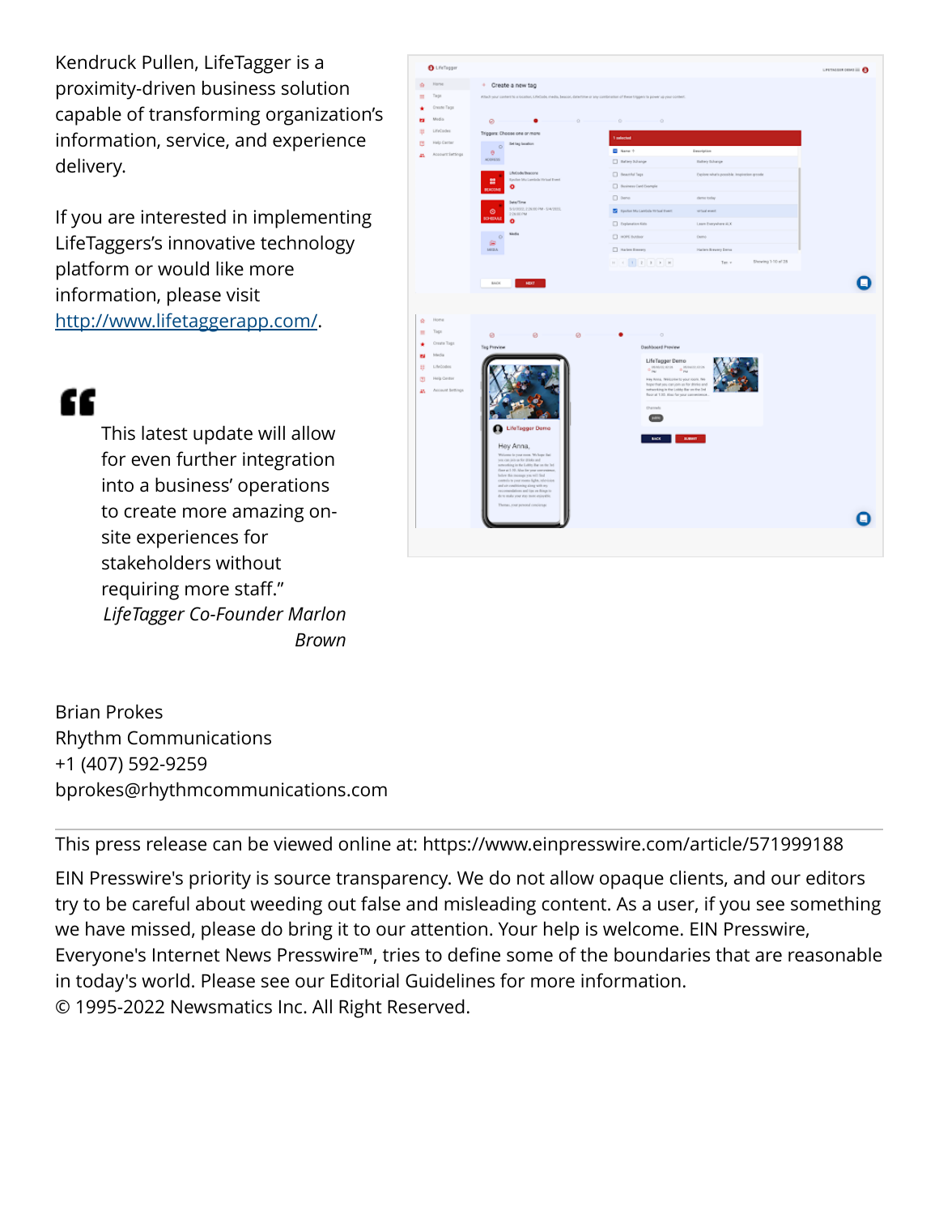Kendruck Pullen, LifeTagger is a proximity-driven business solution capable of transforming organization's information, service, and experience delivery.

If you are interested in implementing LifeTaggers's innovative technology platform or would like more information, please visit [http://www.lifetaggerapp.com/](http://www.lifetaggerapp.com/).

> "This latest update will allow for even further integration into a business' operations to create more amazing on-site experiences for stakeholders without requiring more staff."
> *LifeTagger Co-Founder Marlon Brown*

Brian Prokes
Rhythm Communications
+1 (407) 592-9259
bprokes@rhythmcommunications.com

---

This press release can be viewed online at: https://www.einpresswire.com/article/571999188

EIN Presswire's priority is source transparency. We do not allow opaque clients, and our editors try to be careful about weeding out false and misleading content. As a user, if you see something we have missed, please do bring it to our attention. Your help is welcome. EIN Presswire, Everyone's Internet News Presswire™, tries to define some of the boundaries that are reasonable in today's world. Please see our Editorial Guidelines for more information.
© 1995-2022 Newsmatics Inc. All Right Reserved.